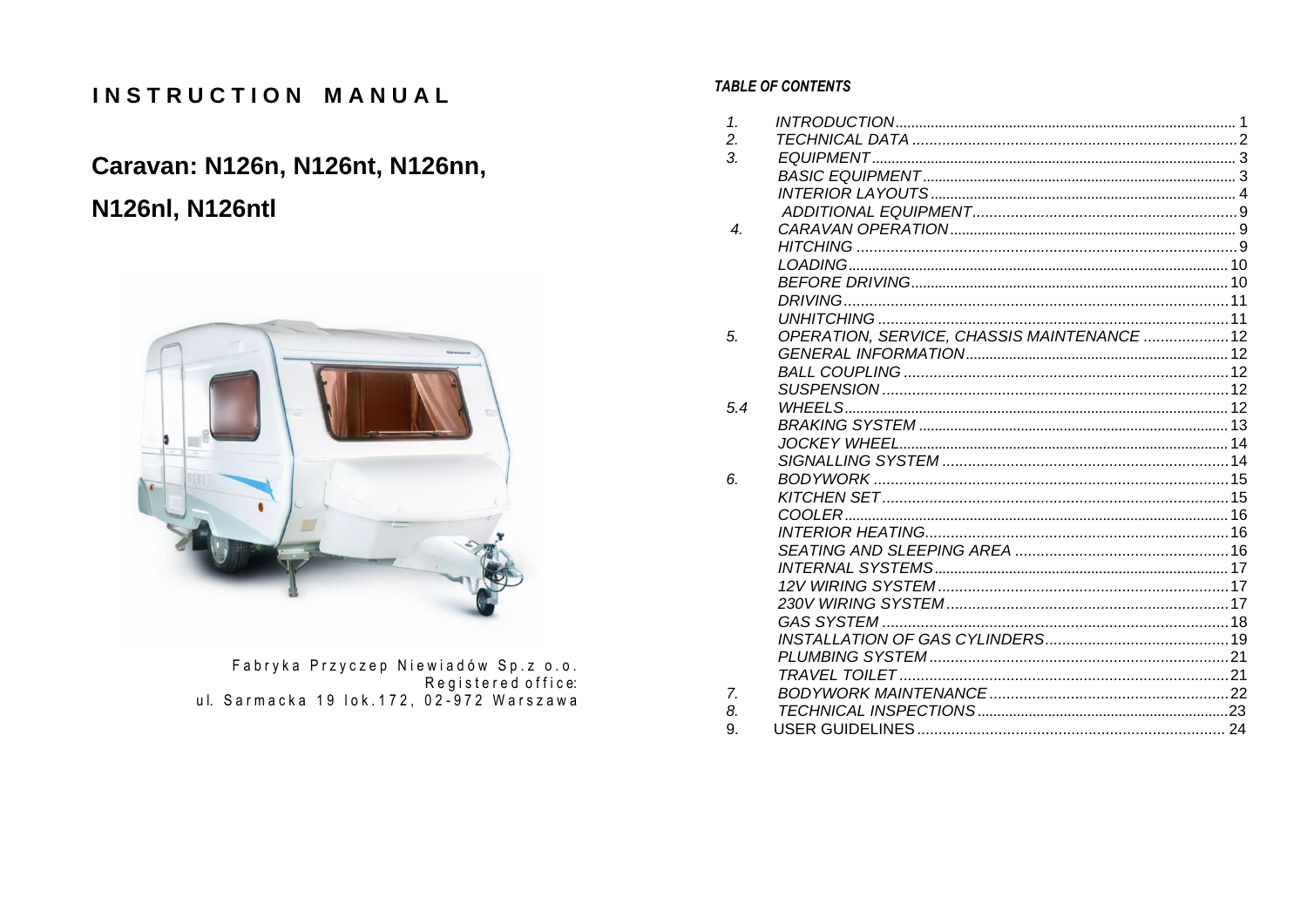# INSTRUCTION MANUAL

## Caravan: N126n, N126nt, N126nn, N126nl, N126ntl

Fabryka Przyczep Niewiadów Sp.z o.o.
Registered office:
ul. Sarmacka 19 lok.172, 02-972 Warszawa

***TABLE OF CONTENTS***

| | | |
|---|---|---|
| *1.* | *INTRODUCTION* | 1 |
| *2.* | *TECHNICAL DATA* | 2 |
| *3.* | *EQUIPMENT* | 3 |
| | *BASIC EQUIPMENT* | 3 |
| | *INTERIOR LAYOUTS* | 4 |
| | *ADDITIONAL EQUIPMENT* | 9 |
| *4.* | *CARAVAN OPERATION* | 9 |
| | *HITCHING* | 9 |
| | *LOADING* | 10 |
| | *BEFORE DRIVING* | 10 |
| | *DRIVING* | 11 |
| | *UNHITCHING* | 11 |
| *5.* | *OPERATION, SERVICE, CHASSIS MAINTENANCE* | 12 |
| | *GENERAL INFORMATION* | 12 |
| | *BALL COUPLING* | 12 |
| | *SUSPENSION* | 12 |
| *5.4* | *WHEELS* | 12 |
| | *BRAKING SYSTEM* | 13 |
| | *JOCKEY WHEEL* | 14 |
| | *SIGNALLING SYSTEM* | 14 |
| *6.* | *BODYWORK* | 15 |
| | *KITCHEN SET* | 15 |
| | *COOLER* | 16 |
| | *INTERIOR HEATING* | 16 |
| | *SEATING AND SLEEPING AREA* | 16 |
| | *INTERNAL SYSTEMS* | 17 |
| | *12V WIRING SYSTEM* | 17 |
| | *230V WIRING SYSTEM* | 17 |
| | *GAS SYSTEM* | 18 |
| | *INSTALLATION OF GAS CYLINDERS* | 19 |
| | *PLUMBING SYSTEM* | 21 |
| | *TRAVEL TOILET* | 21 |
| *7.* | *BODYWORK MAINTENANCE* | 22 |
| *8.* | *TECHNICAL INSPECTIONS* | 23 |
| 9. | USER GUIDELINES | 24 |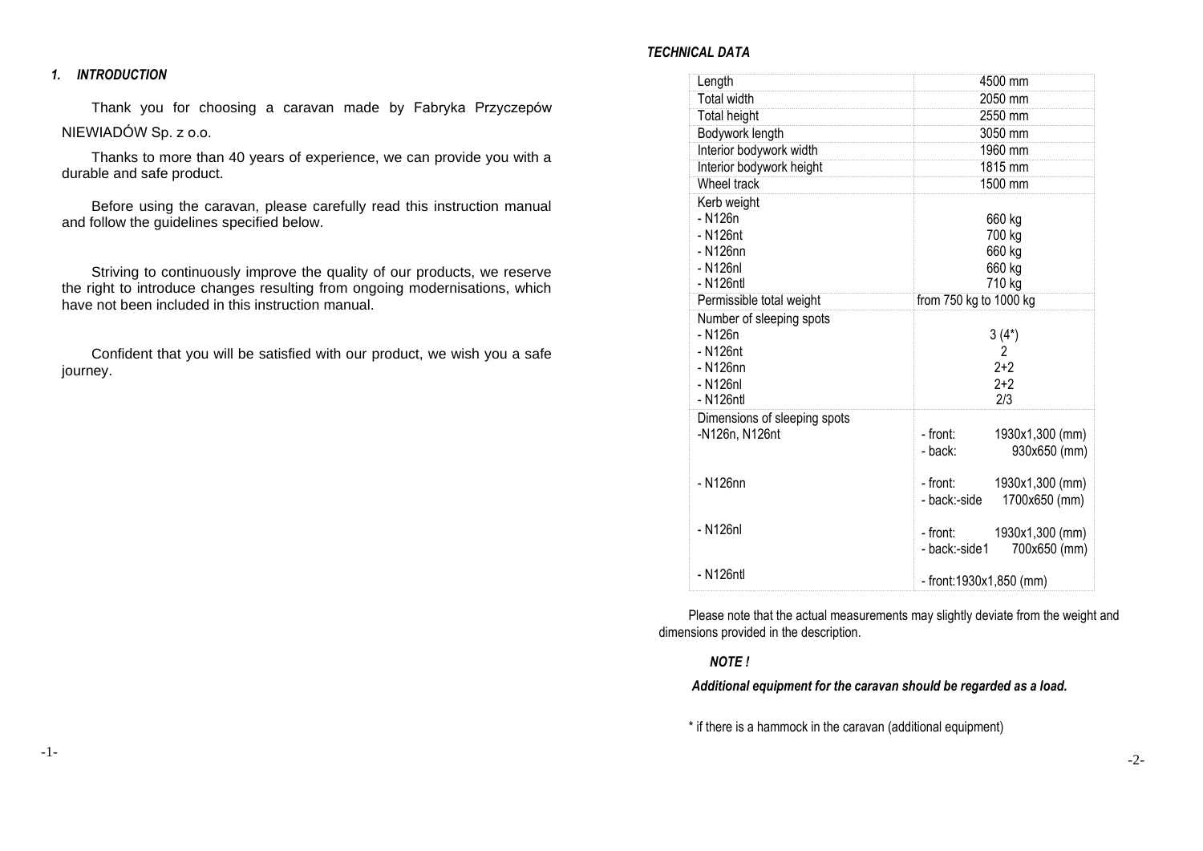## 1. INTRODUCTION

Thank you for choosing a caravan made by Fabryka Przyczepów NIEWIADÓW Sp. z o.o.

Thanks to more than 40 years of experience, we can provide you with a durable and safe product.

Before using the caravan, please carefully read this instruction manual and follow the guidelines specified below.

Striving to continuously improve the quality of our products, we reserve the right to introduce changes resulting from ongoing modernisations, which have not been included in this instruction manual.

Confident that you will be satisfied with our product, we wish you a safe journey.

### *TECHNICAL DATA*

| | |
|---|---|
| Length | 4500 mm |
| Total width | 2050 mm |
| Total height | 2550 mm |
| Bodywork length | 3050 mm |
| Interior bodywork width | 1960 mm |
| Interior bodywork height | 1815 mm |
| Wheel track | 1500 mm |
| Kerb weight<br>- N126n<br>- N126nt<br>- N126nn<br>- N126nl<br>- N126ntl | <br>660 kg<br>700 kg<br>660 kg<br>660 kg<br>710 kg |
| Permissible total weight | from 750 kg to 1000 kg |
| Number of sleeping spots<br>- N126n<br>- N126nt<br>- N126nn<br>- N126nl<br>- N126ntl | <br>3 (4*)<br>2<br>2+2<br>2+2<br>2/3 |
| Dimensions of sleeping spots<br>-N126n, N126nt | <br>- front: 1930x1,300 (mm)<br>- back: 930x650 (mm) |
| - N126nn | - front: 1930x1,300 (mm)<br>- back:-side 1700x650 (mm) |
| - N126nl | - front: 1930x1,300 (mm)<br>- back:-side1 700x650 (mm) |
| - N126ntl | - front:1930x1,850 (mm) |

Please note that the actual measurements may slightly deviate from the weight and dimensions provided in the description.

***NOTE !***

***Additional equipment for the caravan should be regarded as a load.***

\* if there is a hammock in the caravan (additional equipment)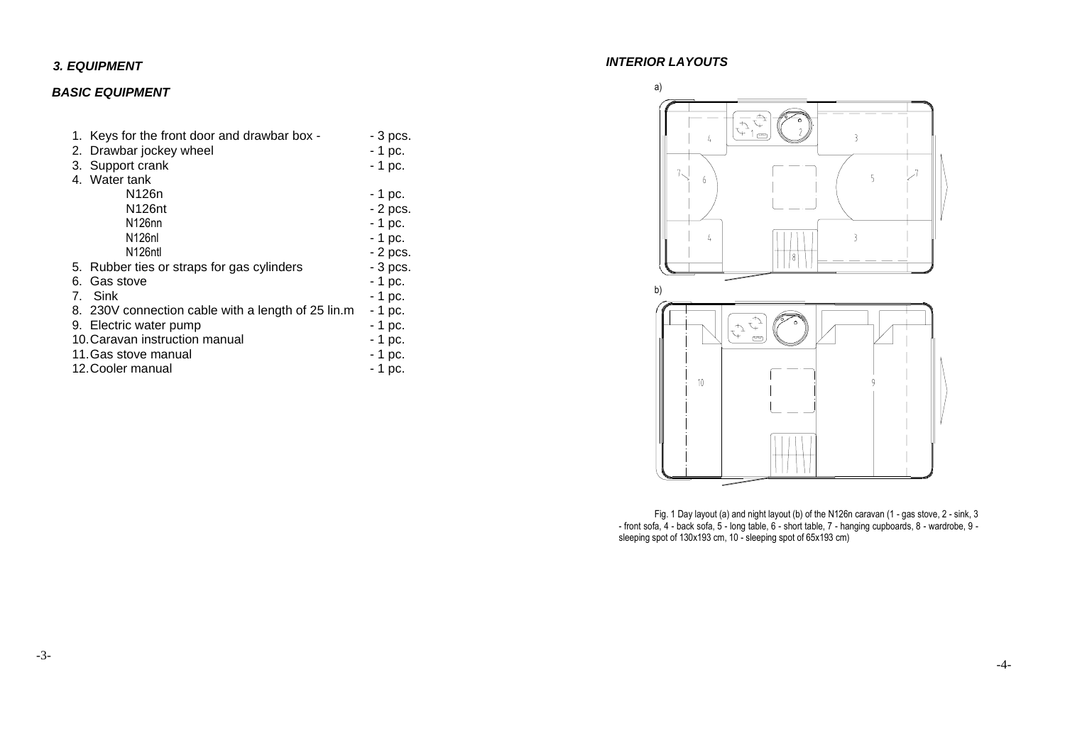### *3. EQUIPMENT*

### *BASIC EQUIPMENT*

1. Keys for the front door and drawbar box - - 3 pcs.
2. Drawbar jockey wheel - 1 pc.
3. Support crank - 1 pc.
4. Water tank
   - N126n - 1 pc.
   - N126nt - 2 pcs.
   - N126nn - 1 pc.
   - N126nl - 1 pc.
   - N126ntl - 2 pcs.
5. Rubber ties or straps for gas cylinders - 3 pcs.
6. Gas stove - 1 pc.
7. Sink - 1 pc.
8. 230V connection cable with a length of 25 lin.m - 1 pc.
9. Electric water pump - 1 pc.
10. Caravan instruction manual - 1 pc.
11. Gas stove manual - 1 pc.
12. Cooler manual - 1 pc.

### *INTERIOR LAYOUTS*

Fig. 1 Day layout (a) and night layout (b) of the N126n caravan (1 - gas stove, 2 - sink, 3 - front sofa, 4 - back sofa, 5 - long table, 6 - short table, 7 - hanging cupboards, 8 - wardrobe, 9 - sleeping spot of 130x193 cm, 10 - sleeping spot of 65x193 cm)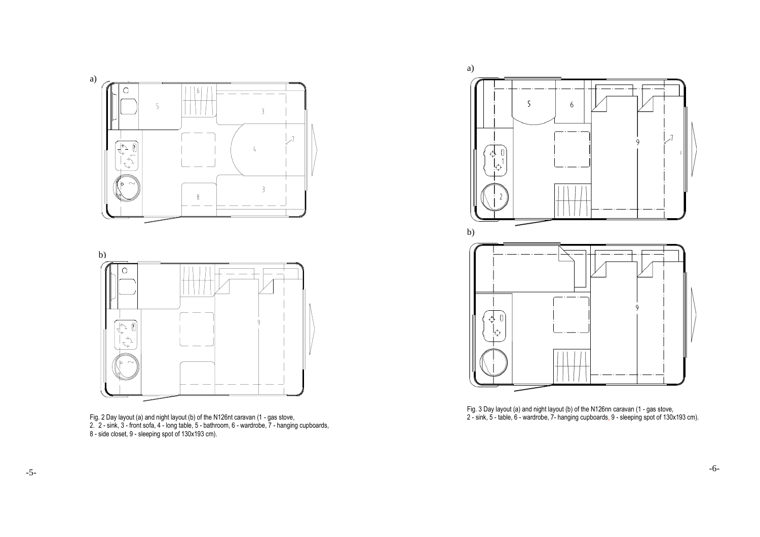a)

b)

Fig. 2 Day layout (a) and night layout (b) of the N126nt caravan (1 - gas stove,
2. 2 - sink, 3 - front sofa, 4 - long table, 5 - bathroom, 6 - wardrobe, 7 - hanging cupboards,
8 - side closet, 9 - sleeping spot of 130x193 cm).

a)

b)

Fig. 3 Day layout (a) and night layout (b) of the N126nn caravan (1 - gas stove,
2 - sink, 5 - table, 6 - wardrobe, 7- hanging cupboards, 9 - sleeping spot of 130x193 cm).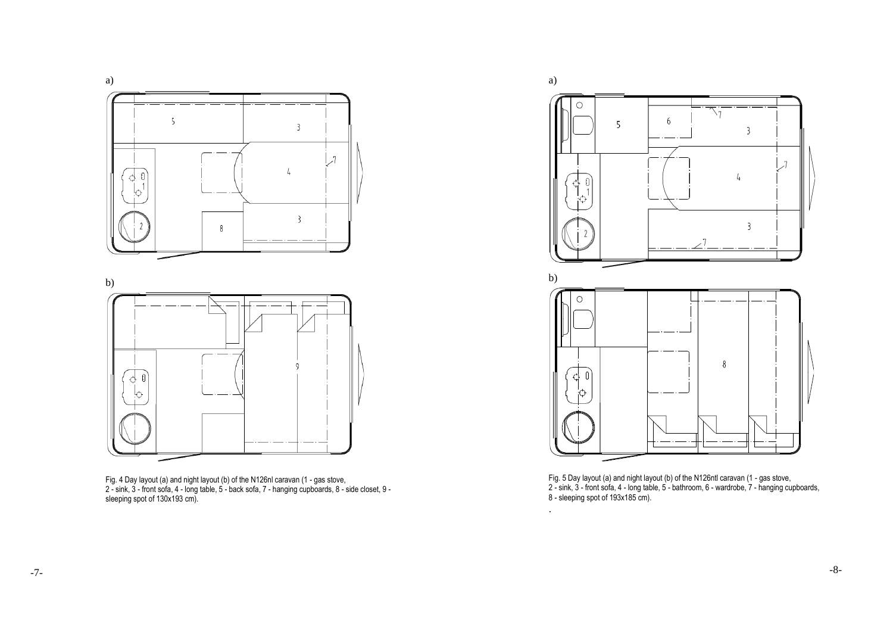Fig. 4 Day layout (a) and night layout (b) of the N126nl caravan (1 - gas stove, 2 - sink, 3 - front sofa, 4 - long table, 5 - back sofa, 7 - hanging cupboards, 8 - side closet, 9 - sleeping spot of 130x193 cm).

Fig. 5 Day layout (a) and night layout (b) of the N126ntl caravan (1 - gas stove, 2 - sink, 3 - front sofa, 4 - long table, 5 - bathroom, 6 - wardrobe, 7 - hanging cupboards, 8 - sleeping spot of 193x185 cm).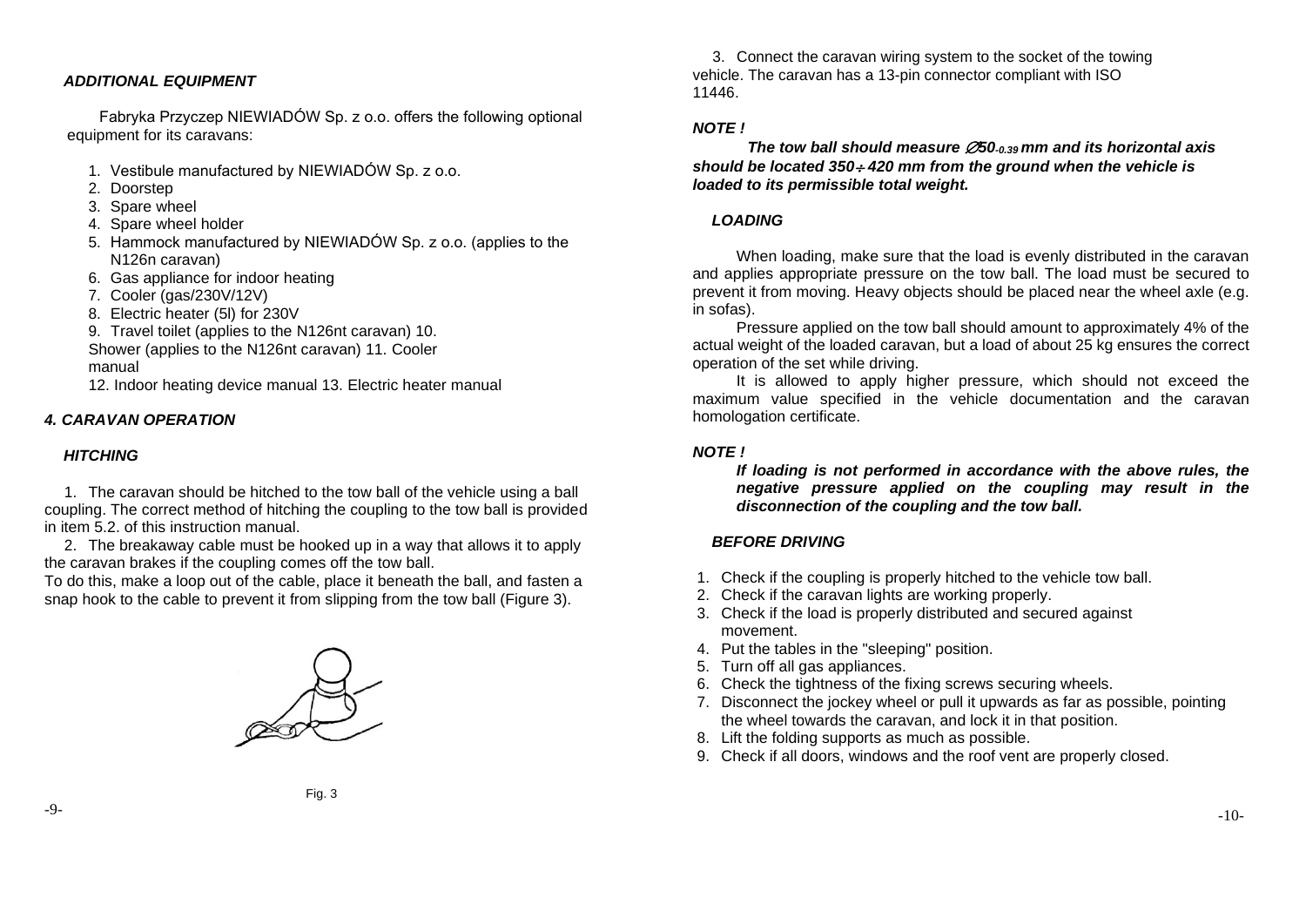### *ADDITIONAL EQUIPMENT*

Fabryka Przyczep NIEWIADÓW Sp. z o.o. offers the following optional equipment for its caravans:

1. Vestibule manufactured by NIEWIADÓW Sp. z o.o.
2. Doorstep
3. Spare wheel
4. Spare wheel holder
5. Hammock manufactured by NIEWIADÓW Sp. z o.o. (applies to the N126n caravan)
6. Gas appliance for indoor heating
7. Cooler (gas/230V/12V)
8. Electric heater (5l) for 230V
9. Travel toilet (applies to the N126nt caravan) 10. Shower (applies to the N126nt caravan) 11. Cooler manual
12. Indoor heating device manual 13. Electric heater manual

## *4. CARAVAN OPERATION*

### *HITCHING*

1. The caravan should be hitched to the tow ball of the vehicle using a ball coupling. The correct method of hitching the coupling to the tow ball is provided in item 5.2. of this instruction manual.
2. The breakaway cable must be hooked up in a way that allows it to apply the caravan brakes if the coupling comes off the tow ball.

To do this, make a loop out of the cable, place it beneath the ball, and fasten a snap hook to the cable to prevent it from slipping from the tow ball (Figure 3).

Fig. 3

3. Connect the caravan wiring system to the socket of the towing vehicle. The caravan has a 13-pin connector compliant with ISO 11446.

***NOTE !***

***The tow ball should measure $\varnothing 50_{-0.39}$ mm and its horizontal axis should be located 350÷420 mm from the ground when the vehicle is loaded to its permissible total weight.***

### *LOADING*

When loading, make sure that the load is evenly distributed in the caravan and applies appropriate pressure on the tow ball. The load must be secured to prevent it from moving. Heavy objects should be placed near the wheel axle (e.g. in sofas).

Pressure applied on the tow ball should amount to approximately 4% of the actual weight of the loaded caravan, but a load of about 25 kg ensures the correct operation of the set while driving.

It is allowed to apply higher pressure, which should not exceed the maximum value specified in the vehicle documentation and the caravan homologation certificate.

***NOTE !***

***If loading is not performed in accordance with the above rules, the negative pressure applied on the coupling may result in the disconnection of the coupling and the tow ball.***

### *BEFORE DRIVING*

1. Check if the coupling is properly hitched to the vehicle tow ball.
2. Check if the caravan lights are working properly.
3. Check if the load is properly distributed and secured against movement.
4. Put the tables in the "sleeping" position.
5. Turn off all gas appliances.
6. Check the tightness of the fixing screws securing wheels.
7. Disconnect the jockey wheel or pull it upwards as far as possible, pointing the wheel towards the caravan, and lock it in that position.
8. Lift the folding supports as much as possible.
9. Check if all doors, windows and the roof vent are properly closed.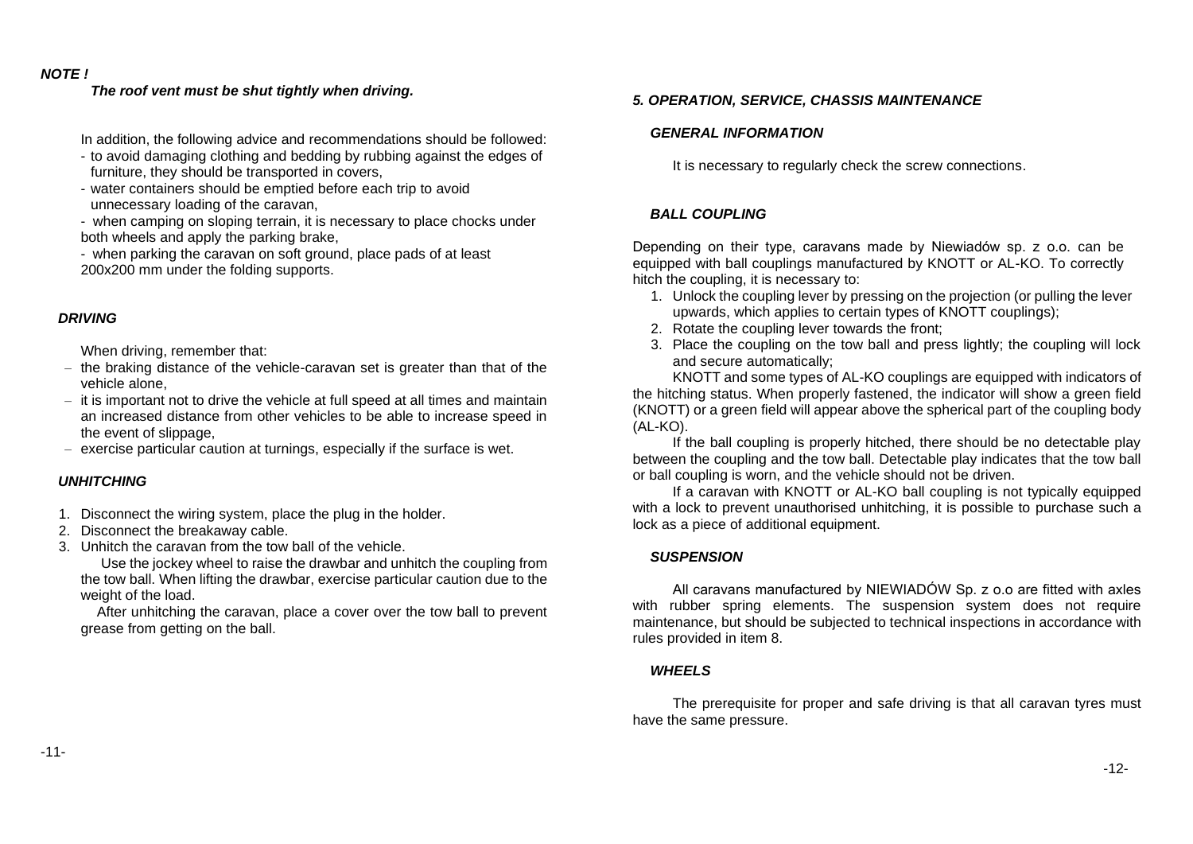***NOTE !***

***The roof vent must be shut tightly when driving.***

In addition, the following advice and recommendations should be followed:

- to avoid damaging clothing and bedding by rubbing against the edges of furniture, they should be transported in covers,
- water containers should be emptied before each trip to avoid unnecessary loading of the caravan,
- when camping on sloping terrain, it is necessary to place chocks under both wheels and apply the parking brake,
- when parking the caravan on soft ground, place pads of at least 200x200 mm under the folding supports.

### *DRIVING*

When driving, remember that:

- the braking distance of the vehicle-caravan set is greater than that of the vehicle alone,
- it is important not to drive the vehicle at full speed at all times and maintain an increased distance from other vehicles to be able to increase speed in the event of slippage,
- exercise particular caution at turnings, especially if the surface is wet.

### *UNHITCHING*

1. Disconnect the wiring system, place the plug in the holder.
2. Disconnect the breakaway cable.
3. Unhitch the caravan from the tow ball of the vehicle.

Use the jockey wheel to raise the drawbar and unhitch the coupling from the tow ball. When lifting the drawbar, exercise particular caution due to the weight of the load.

After unhitching the caravan, place a cover over the tow ball to prevent grease from getting on the ball.

## *5. OPERATION, SERVICE, CHASSIS MAINTENANCE*

### *GENERAL INFORMATION*

It is necessary to regularly check the screw connections.

### *BALL COUPLING*

Depending on their type, caravans made by Niewiadów sp. z o.o. can be equipped with ball couplings manufactured by KNOTT or AL-KO. To correctly hitch the coupling, it is necessary to:

1. Unlock the coupling lever by pressing on the projection (or pulling the lever upwards, which applies to certain types of KNOTT couplings);
2. Rotate the coupling lever towards the front;
3. Place the coupling on the tow ball and press lightly; the coupling will lock and secure automatically;

KNOTT and some types of AL-KO couplings are equipped with indicators of the hitching status. When properly fastened, the indicator will show a green field (KNOTT) or a green field will appear above the spherical part of the coupling body (AL-KO).

If the ball coupling is properly hitched, there should be no detectable play between the coupling and the tow ball. Detectable play indicates that the tow ball or ball coupling is worn, and the vehicle should not be driven.

If a caravan with KNOTT or AL-KO ball coupling is not typically equipped with a lock to prevent unauthorised unhitching, it is possible to purchase such a lock as a piece of additional equipment.

### *SUSPENSION*

All caravans manufactured by NIEWIADÓW Sp. z o.o are fitted with axles with rubber spring elements. The suspension system does not require maintenance, but should be subjected to technical inspections in accordance with rules provided in item 8.

### *WHEELS*

The prerequisite for proper and safe driving is that all caravan tyres must have the same pressure.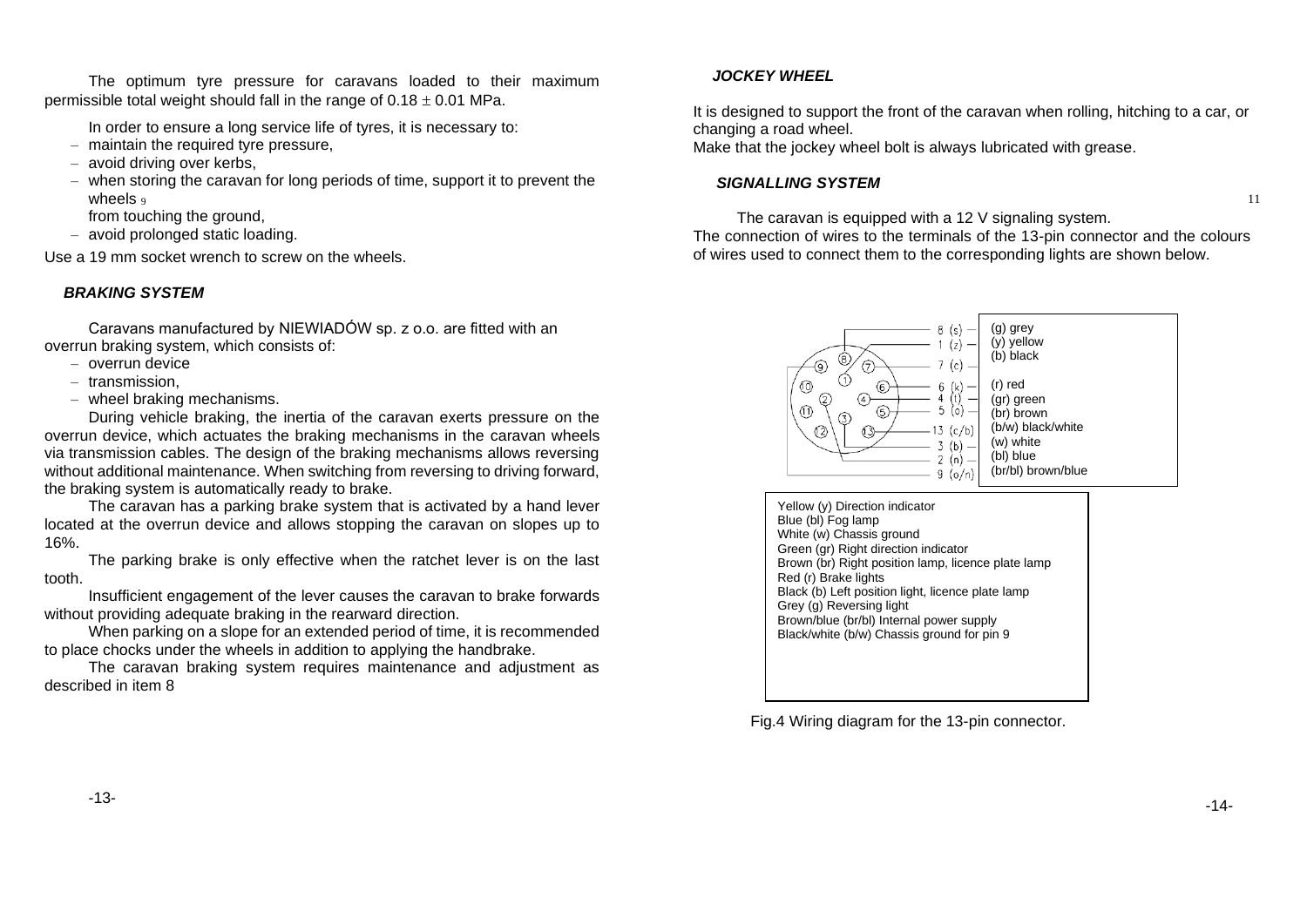The optimum tyre pressure for caravans loaded to their maximum permissible total weight should fall in the range of 0.18 ± 0.01 MPa.

In order to ensure a long service life of tyres, it is necessary to:

- maintain the required tyre pressure,
- avoid driving over kerbs,
- when storing the caravan for long periods of time, support it to prevent the wheels 9 from touching the ground,
- avoid prolonged static loading.

Use a 19 mm socket wrench to screw on the wheels.

### *BRAKING SYSTEM*

Caravans manufactured by NIEWIADÓW sp. z o.o. are fitted with an overrun braking system, which consists of:

- overrun device
- transmission,
- wheel braking mechanisms.

During vehicle braking, the inertia of the caravan exerts pressure on the overrun device, which actuates the braking mechanisms in the caravan wheels via transmission cables. The design of the braking mechanisms allows reversing without additional maintenance. When switching from reversing to driving forward, the braking system is automatically ready to brake.

The caravan has a parking brake system that is activated by a hand lever located at the overrun device and allows stopping the caravan on slopes up to 16%.

The parking brake is only effective when the ratchet lever is on the last tooth.

Insufficient engagement of the lever causes the caravan to brake forwards without providing adequate braking in the rearward direction.

When parking on a slope for an extended period of time, it is recommended to place chocks under the wheels in addition to applying the handbrake.

The caravan braking system requires maintenance and adjustment as described in item 8

### *JOCKEY WHEEL*

It is designed to support the front of the caravan when rolling, hitching to a car, or changing a road wheel.
Make that the jockey wheel bolt is always lubricated with grease.

### *SIGNALLING SYSTEM*

The caravan is equipped with a 12 V signaling system.
The connection of wires to the terminals of the 13-pin connector and the colours of wires used to connect them to the corresponding lights are shown below.

| Pin | Colour |
|---|---|
| 8 (s) | (g) grey |
| 1 (z) | (y) yellow |
| 7 (c) | (b) black |
| 6 (k) | (r) red |
| 4 (l) | (gr) green |
| 5 (o) | (br) brown |
| 13 (c/b) | (b/w) black/white |
| 3 (b) | (w) white |
| 2 (n) | (bl) blue |
| 9 (o/n) | (br/bl) brown/blue |

Yellow (y) Direction indicator
Blue (bl) Fog lamp
White (w) Chassis ground
Green (gr) Right direction indicator
Brown (br) Right position lamp, licence plate lamp
Red (r) Brake lights
Black (b) Left position light, licence plate lamp
Grey (g) Reversing light
Brown/blue (br/bl) Internal power supply
Black/white (b/w) Chassis ground for pin 9

Fig.4 Wiring diagram for the 13-pin connector.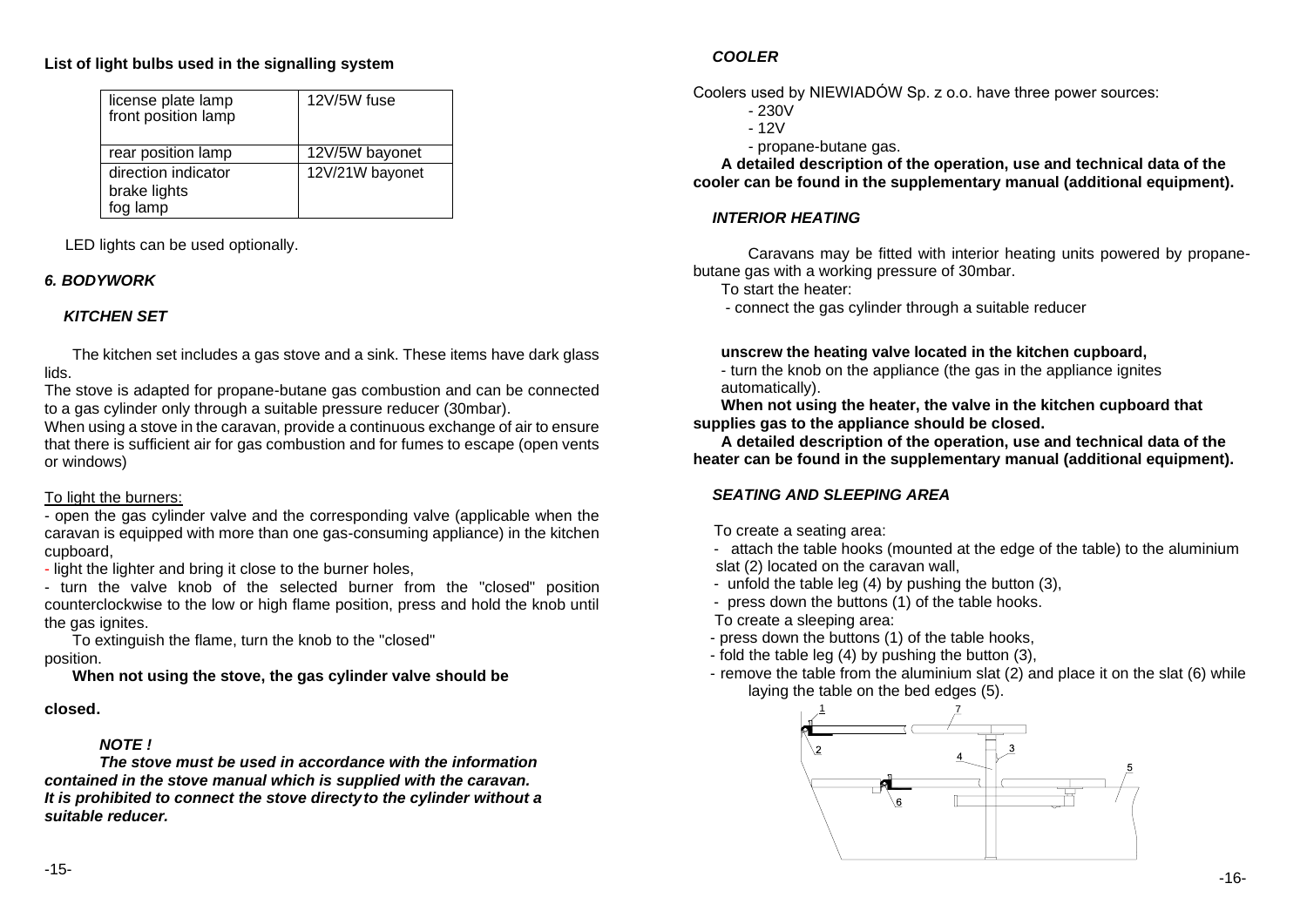**List of light bulbs used in the signalling system**

| | |
|---|---|
| license plate lamp<br>front position lamp | 12V/5W fuse |
| rear position lamp | 12V/5W bayonet |
| direction indicator<br>brake lights<br>fog lamp | 12V/21W bayonet |

LED lights can be used optionally.

## *6. BODYWORK*

### *KITCHEN SET*

The kitchen set includes a gas stove and a sink. These items have dark glass lids.

The stove is adapted for propane-butane gas combustion and can be connected to a gas cylinder only through a suitable pressure reducer (30mbar).

When using a stove in the caravan, provide a continuous exchange of air to ensure that there is sufficient air for gas combustion and for fumes to escape (open vents or windows)

<u>To light the burners:</u>

- open the gas cylinder valve and the corresponding valve (applicable when the caravan is equipped with more than one gas-consuming appliance) in the kitchen cupboard,
- light the lighter and bring it close to the burner holes,
- turn the valve knob of the selected burner from the "closed" position counterclockwise to the low or high flame position, press and hold the knob until the gas ignites.

To extinguish the flame, turn the knob to the "closed" position.

**When not using the stove, the gas cylinder valve should be closed.**

***NOTE !***

***The stove must be used in accordance with the information contained in the stove manual which is supplied with the caravan. It is prohibited to connect the stove directy to the cylinder without a suitable reducer.***

### *COOLER*

Coolers used by NIEWIADÓW Sp. z o.o. have three power sources:

- 230V
- 12V
- propane-butane gas.

**A detailed description of the operation, use and technical data of the cooler can be found in the supplementary manual (additional equipment).**

### *INTERIOR HEATING*

Caravans may be fitted with interior heating units powered by propane-butane gas with a working pressure of 30mbar.

To start the heater:

- connect the gas cylinder through a suitable reducer

**unscrew the heating valve located in the kitchen cupboard,**

- turn the knob on the appliance (the gas in the appliance ignites automatically).

**When not using the heater, the valve in the kitchen cupboard that supplies gas to the appliance should be closed.**

**A detailed description of the operation, use and technical data of the heater can be found in the supplementary manual (additional equipment).**

### *SEATING AND SLEEPING AREA*

To create a seating area:

- attach the table hooks (mounted at the edge of the table) to the aluminium slat (2) located on the caravan wall,
- unfold the table leg (4) by pushing the button (3),
- press down the buttons (1) of the table hooks.

To create a sleeping area:

- press down the buttons (1) of the table hooks,
- fold the table leg (4) by pushing the button (3),
- remove the table from the aluminium slat (2) and place it on the slat (6) while laying the table on the bed edges (5).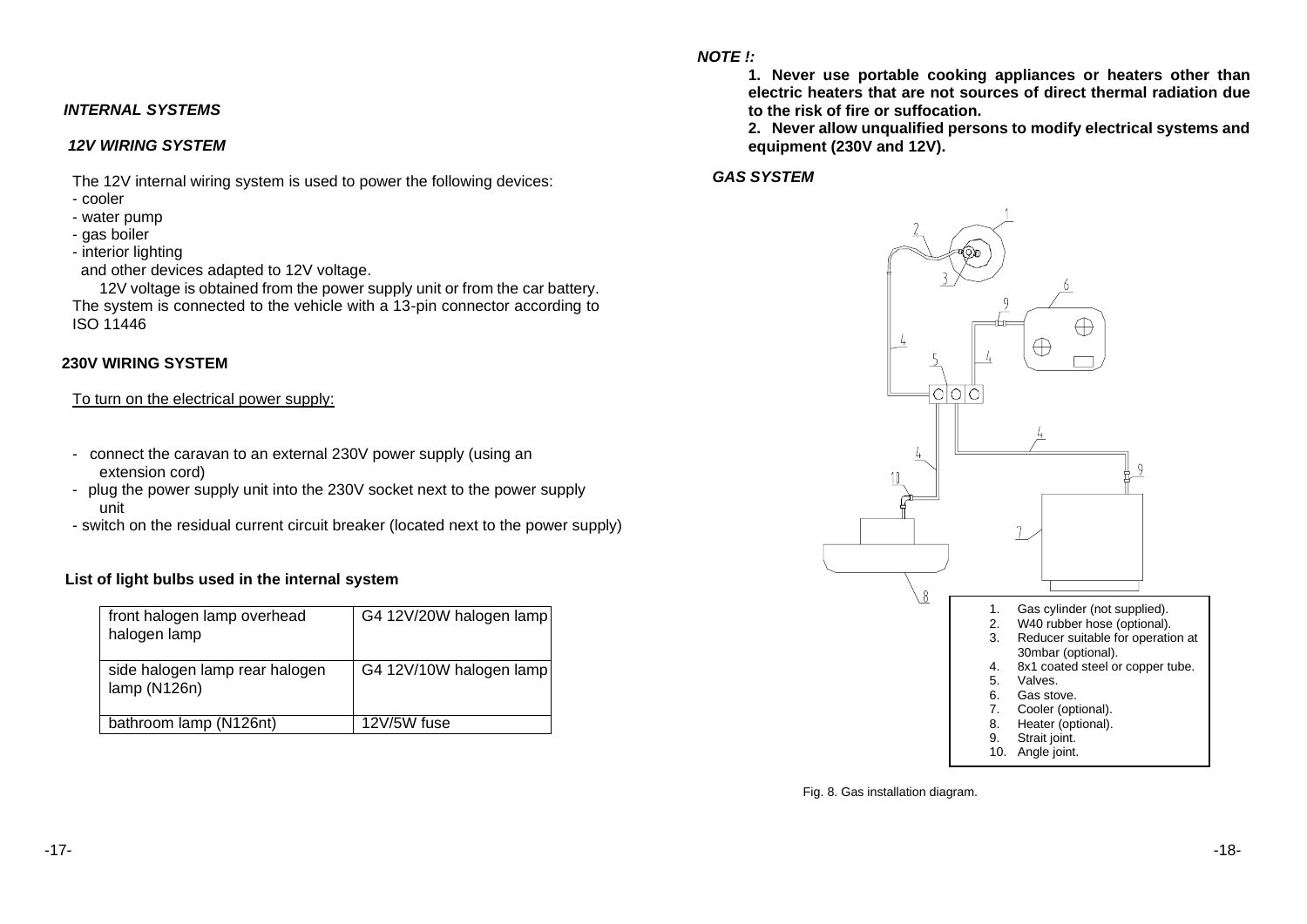### *INTERNAL SYSTEMS*

### *12V WIRING SYSTEM*

The 12V internal wiring system is used to power the following devices:

- cooler
- water pump
- gas boiler
- interior lighting

and other devices adapted to 12V voltage.

12V voltage is obtained from the power supply unit or from the car battery. The system is connected to the vehicle with a 13-pin connector according to ISO 11446

### 230V WIRING SYSTEM

To turn on the electrical power supply:

- connect the caravan to an external 230V power supply (using an extension cord)
- plug the power supply unit into the 230V socket next to the power supply unit
- switch on the residual current circuit breaker (located next to the power supply)

### List of light bulbs used in the internal system

| front halogen lamp overhead halogen lamp | G4 12V/20W halogen lamp |
|---|---|
| side halogen lamp rear halogen lamp (N126n) | G4 12V/10W halogen lamp |
| bathroom lamp (N126nt) | 12V/5W fuse |

***NOTE !:***

**1. Never use portable cooking appliances or heaters other than electric heaters that are not sources of direct thermal radiation due to the risk of fire or suffocation.**

**2. Never allow unqualified persons to modify electrical systems and equipment (230V and 12V).**

### *GAS SYSTEM*

1. Gas cylinder (not supplied).
2. W40 rubber hose (optional).
3. Reducer suitable for operation at 30mbar (optional).
4. 8x1 coated steel or copper tube.
5. Valves.
6. Gas stove.
7. Cooler (optional).
8. Heater (optional).
9. Strait joint.
10. Angle joint.

Fig. 8. Gas installation diagram.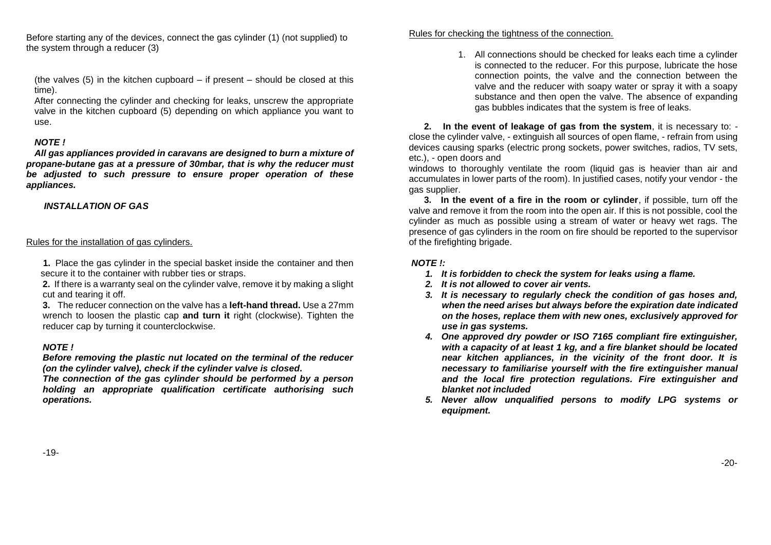Before starting any of the devices, connect the gas cylinder (1) (not supplied) to the system through a reducer (3)

(the valves (5) in the kitchen cupboard – if present – should be closed at this time).
After connecting the cylinder and checking for leaks, unscrew the appropriate valve in the kitchen cupboard (5) depending on which appliance you want to use.

***NOTE !***

***All gas appliances provided in caravans are designed to burn a mixture of propane-butane gas at a pressure of 30mbar, that is why the reducer must be adjusted to such pressure to ensure proper operation of these appliances.***

***INSTALLATION OF GAS***

Rules for the installation of gas cylinders.

**1.** Place the gas cylinder in the special basket inside the container and then secure it to the container with rubber ties or straps.

**2.** If there is a warranty seal on the cylinder valve, remove it by making a slight cut and tearing it off.

**3.** The reducer connection on the valve has a **left-hand thread.** Use a 27mm wrench to loosen the plastic cap **and turn it** right (clockwise). Tighten the reducer cap by turning it counterclockwise.

***NOTE !***

***Before removing the plastic nut located on the terminal of the reducer (on the cylinder valve), check if the cylinder valve is closed*****.**

***The connection of the gas cylinder should be performed by a person holding an appropriate qualification certificate authorising such operations.***

Rules for checking the tightness of the connection.

1. All connections should be checked for leaks each time a cylinder is connected to the reducer. For this purpose, lubricate the hose connection points, the valve and the connection between the valve and the reducer with soapy water or spray it with a soapy substance and then open the valve. The absence of expanding gas bubbles indicates that the system is free of leaks.

**2. In the event of leakage of gas from the system**, it is necessary to: - close the cylinder valve, - extinguish all sources of open flame, - refrain from using devices causing sparks (electric prong sockets, power switches, radios, TV sets, etc.), - open doors and
windows to thoroughly ventilate the room (liquid gas is heavier than air and accumulates in lower parts of the room). In justified cases, notify your vendor - the gas supplier.

**3. In the event of a fire in the room or cylinder**, if possible, turn off the valve and remove it from the room into the open air. If this is not possible, cool the cylinder as much as possible using a stream of water or heavy wet rags. The presence of gas cylinders in the room on fire should be reported to the supervisor of the firefighting brigade.

***NOTE !:***

1. ***It is forbidden to check the system for leaks using a flame.***
2. ***It is not allowed to cover air vents.***
3. ***It is necessary to regularly check the condition of gas hoses and, when the need arises but always before the expiration date indicated on the hoses, replace them with new ones, exclusively approved for use in gas systems.***
4. ***One approved dry powder or ISO 7165 compliant fire extinguisher, with a capacity of at least 1 kg, and a fire blanket should be located near kitchen appliances, in the vicinity of the front door. It is necessary to familiarise yourself with the fire extinguisher manual and the local fire protection regulations. Fire extinguisher and blanket not included***
5. ***Never allow unqualified persons to modify LPG systems or equipment.***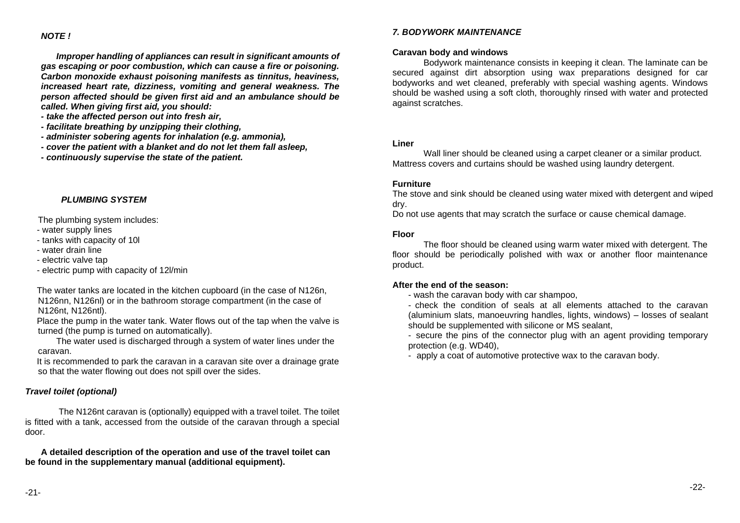***NOTE !***

***Improper handling of appliances can result in significant amounts of gas escaping or poor combustion, which can cause a fire or poisoning. Carbon monoxide exhaust poisoning manifests as tinnitus, heaviness, increased heart rate, dizziness, vomiting and general weakness. The person affected should be given first aid and an ambulance should be called. When giving first aid, you should:***

***- take the affected person out into fresh air,***
***- facilitate breathing by unzipping their clothing,***
***- administer sobering agents for inhalation (e.g. ammonia),***
***- cover the patient with a blanket and do not let them fall asleep,***
***- continuously supervise the state of the patient.***

### *PLUMBING SYSTEM*

The plumbing system includes:

- water supply lines
- tanks with capacity of 10l
- water drain line
- electric valve tap
- electric pump with capacity of 12l/min

The water tanks are located in the kitchen cupboard (in the case of N126n, N126nn, N126nl) or in the bathroom storage compartment (in the case of N126nt, N126ntl).

Place the pump in the water tank. Water flows out of the tap when the valve is turned (the pump is turned on automatically).

The water used is discharged through a system of water lines under the caravan.

It is recommended to park the caravan in a caravan site over a drainage grate so that the water flowing out does not spill over the sides.

### *Travel toilet (optional)*

The N126nt caravan is (optionally) equipped with a travel toilet. The toilet is fitted with a tank, accessed from the outside of the caravan through a special door.

**A detailed description of the operation and use of the travel toilet can be found in the supplementary manual (additional equipment).**

## *7. BODYWORK MAINTENANCE*

**Caravan body and windows**

Bodywork maintenance consists in keeping it clean. The laminate can be secured against dirt absorption using wax preparations designed for car bodyworks and wet cleaned, preferably with special washing agents. Windows should be washed using a soft cloth, thoroughly rinsed with water and protected against scratches.

**Liner**

Wall liner should be cleaned using a carpet cleaner or a similar product. Mattress covers and curtains should be washed using laundry detergent.

**Furniture**

The stove and sink should be cleaned using water mixed with detergent and wiped dry.

Do not use agents that may scratch the surface or cause chemical damage.

**Floor**

The floor should be cleaned using warm water mixed with detergent. The floor should be periodically polished with wax or another floor maintenance product.

**After the end of the season:**

- wash the caravan body with car shampoo,
- check the condition of seals at all elements attached to the caravan (aluminium slats, manoeuvring handles, lights, windows) – losses of sealant should be supplemented with silicone or MS sealant,
- secure the pins of the connector plug with an agent providing temporary protection (e.g. WD40),
- apply a coat of automotive protective wax to the caravan body.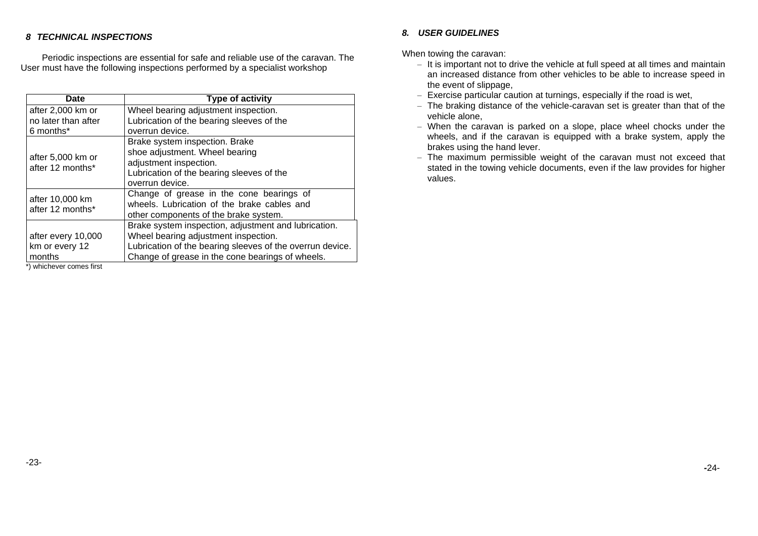## 8 TECHNICAL INSPECTIONS

Periodic inspections are essential for safe and reliable use of the caravan. The User must have the following inspections performed by a specialist workshop

| Date | Type of activity |
|---|---|
| after 2,000 km or no later than after 6 months* | Wheel bearing adjustment inspection. Lubrication of the bearing sleeves of the overrun device. |
| after 5,000 km or after 12 months* | Brake system inspection. Brake shoe adjustment. Wheel bearing adjustment inspection. Lubrication of the bearing sleeves of the overrun device. |
| after 10,000 km after 12 months* | Change of grease in the cone bearings of wheels. Lubrication of the brake cables and other components of the brake system. |
| after every 10,000 km or every 12 months | Brake system inspection, adjustment and lubrication. Wheel bearing adjustment inspection. Lubrication of the bearing sleeves of the overrun device. Change of grease in the cone bearings of wheels. |

*) whichever comes first

## 8. USER GUIDELINES

When towing the caravan:

- It is important not to drive the vehicle at full speed at all times and maintain an increased distance from other vehicles to be able to increase speed in the event of slippage,
- Exercise particular caution at turnings, especially if the road is wet,
- The braking distance of the vehicle-caravan set is greater than that of the vehicle alone,
- When the caravan is parked on a slope, place wheel chocks under the wheels, and if the caravan is equipped with a brake system, apply the brakes using the hand lever.
- The maximum permissible weight of the caravan must not exceed that stated in the towing vehicle documents, even if the law provides for higher values.